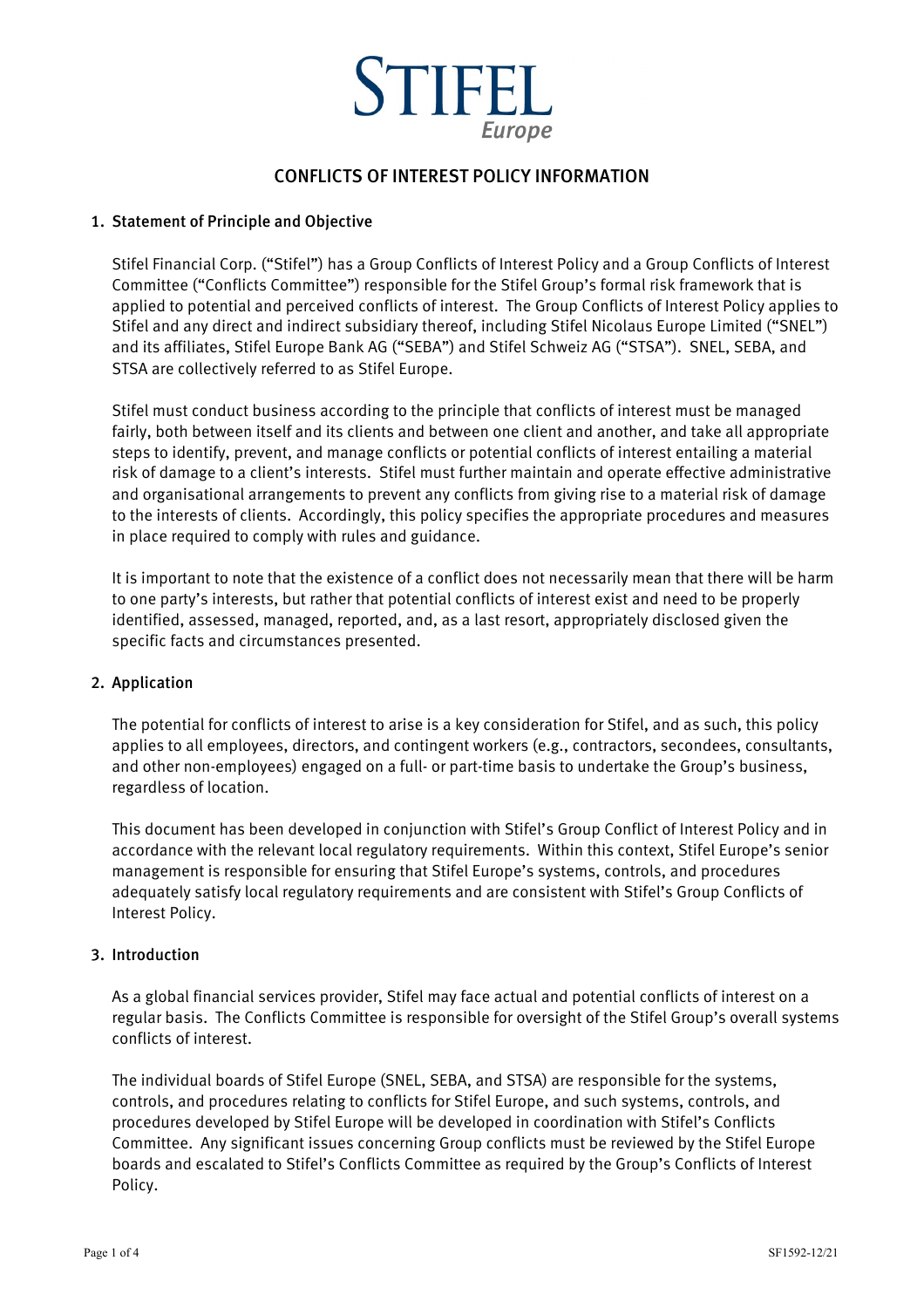STIFEL
*Europe*

# CONFLICTS OF INTEREST POLICY INFORMATION

## 1. Statement of Principle and Objective

Stifel Financial Corp. ("Stifel") has a Group Conflicts of Interest Policy and a Group Conflicts of Interest Committee ("Conflicts Committee") responsible for the Stifel Group's formal risk framework that is applied to potential and perceived conflicts of interest. The Group Conflicts of Interest Policy applies to Stifel and any direct and indirect subsidiary thereof, including Stifel Nicolaus Europe Limited ("SNEL") and its affiliates, Stifel Europe Bank AG ("SEBA") and Stifel Schweiz AG ("STSA"). SNEL, SEBA, and STSA are collectively referred to as Stifel Europe.

Stifel must conduct business according to the principle that conflicts of interest must be managed fairly, both between itself and its clients and between one client and another, and take all appropriate steps to identify, prevent, and manage conflicts or potential conflicts of interest entailing a material risk of damage to a client's interests. Stifel must further maintain and operate effective administrative and organisational arrangements to prevent any conflicts from giving rise to a material risk of damage to the interests of clients. Accordingly, this policy specifies the appropriate procedures and measures in place required to comply with rules and guidance.

It is important to note that the existence of a conflict does not necessarily mean that there will be harm to one party's interests, but rather that potential conflicts of interest exist and need to be properly identified, assessed, managed, reported, and, as a last resort, appropriately disclosed given the specific facts and circumstances presented.

## 2. Application

The potential for conflicts of interest to arise is a key consideration for Stifel, and as such, this policy applies to all employees, directors, and contingent workers (e.g., contractors, secondees, consultants, and other non-employees) engaged on a full- or part-time basis to undertake the Group's business, regardless of location.

This document has been developed in conjunction with Stifel's Group Conflict of Interest Policy and in accordance with the relevant local regulatory requirements. Within this context, Stifel Europe's senior management is responsible for ensuring that Stifel Europe's systems, controls, and procedures adequately satisfy local regulatory requirements and are consistent with Stifel's Group Conflicts of Interest Policy.

## 3. Introduction

As a global financial services provider, Stifel may face actual and potential conflicts of interest on a regular basis. The Conflicts Committee is responsible for oversight of the Stifel Group's overall systems conflicts of interest.

The individual boards of Stifel Europe (SNEL, SEBA, and STSA) are responsible for the systems, controls, and procedures relating to conflicts for Stifel Europe, and such systems, controls, and procedures developed by Stifel Europe will be developed in coordination with Stifel's Conflicts Committee. Any significant issues concerning Group conflicts must be reviewed by the Stifel Europe boards and escalated to Stifel's Conflicts Committee as required by the Group's Conflicts of Interest Policy.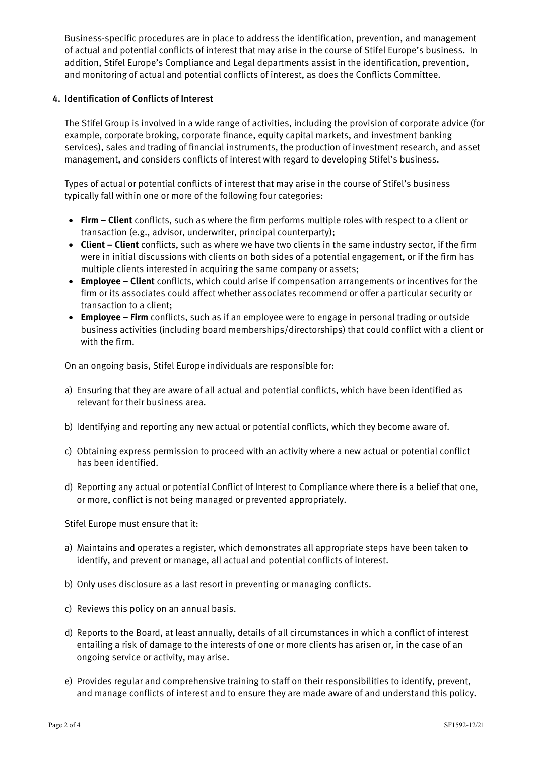Business-specific procedures are in place to address the identification, prevention, and management of actual and potential conflicts of interest that may arise in the course of Stifel Europe's business. In addition, Stifel Europe's Compliance and Legal departments assist in the identification, prevention, and monitoring of actual and potential conflicts of interest, as does the Conflicts Committee.

## 4. Identification of Conflicts of Interest

The Stifel Group is involved in a wide range of activities, including the provision of corporate advice (for example, corporate broking, corporate finance, equity capital markets, and investment banking services), sales and trading of financial instruments, the production of investment research, and asset management, and considers conflicts of interest with regard to developing Stifel's business.

Types of actual or potential conflicts of interest that may arise in the course of Stifel's business typically fall within one or more of the following four categories:

- **Firm – Client** conflicts, such as where the firm performs multiple roles with respect to a client or transaction (e.g., advisor, underwriter, principal counterparty);
- **Client – Client** conflicts, such as where we have two clients in the same industry sector, if the firm were in initial discussions with clients on both sides of a potential engagement, or if the firm has multiple clients interested in acquiring the same company or assets;
- **Employee – Client** conflicts, which could arise if compensation arrangements or incentives for the firm or its associates could affect whether associates recommend or offer a particular security or transaction to a client;
- **Employee – Firm** conflicts, such as if an employee were to engage in personal trading or outside business activities (including board memberships/directorships) that could conflict with a client or with the firm.

On an ongoing basis, Stifel Europe individuals are responsible for:

a) Ensuring that they are aware of all actual and potential conflicts, which have been identified as relevant for their business area.

b) Identifying and reporting any new actual or potential conflicts, which they become aware of.

c) Obtaining express permission to proceed with an activity where a new actual or potential conflict has been identified.

d) Reporting any actual or potential Conflict of Interest to Compliance where there is a belief that one, or more, conflict is not being managed or prevented appropriately.

Stifel Europe must ensure that it:

a) Maintains and operates a register, which demonstrates all appropriate steps have been taken to identify, and prevent or manage, all actual and potential conflicts of interest.

b) Only uses disclosure as a last resort in preventing or managing conflicts.

c) Reviews this policy on an annual basis.

d) Reports to the Board, at least annually, details of all circumstances in which a conflict of interest entailing a risk of damage to the interests of one or more clients has arisen or, in the case of an ongoing service or activity, may arise.

e) Provides regular and comprehensive training to staff on their responsibilities to identify, prevent, and manage conflicts of interest and to ensure they are made aware of and understand this policy.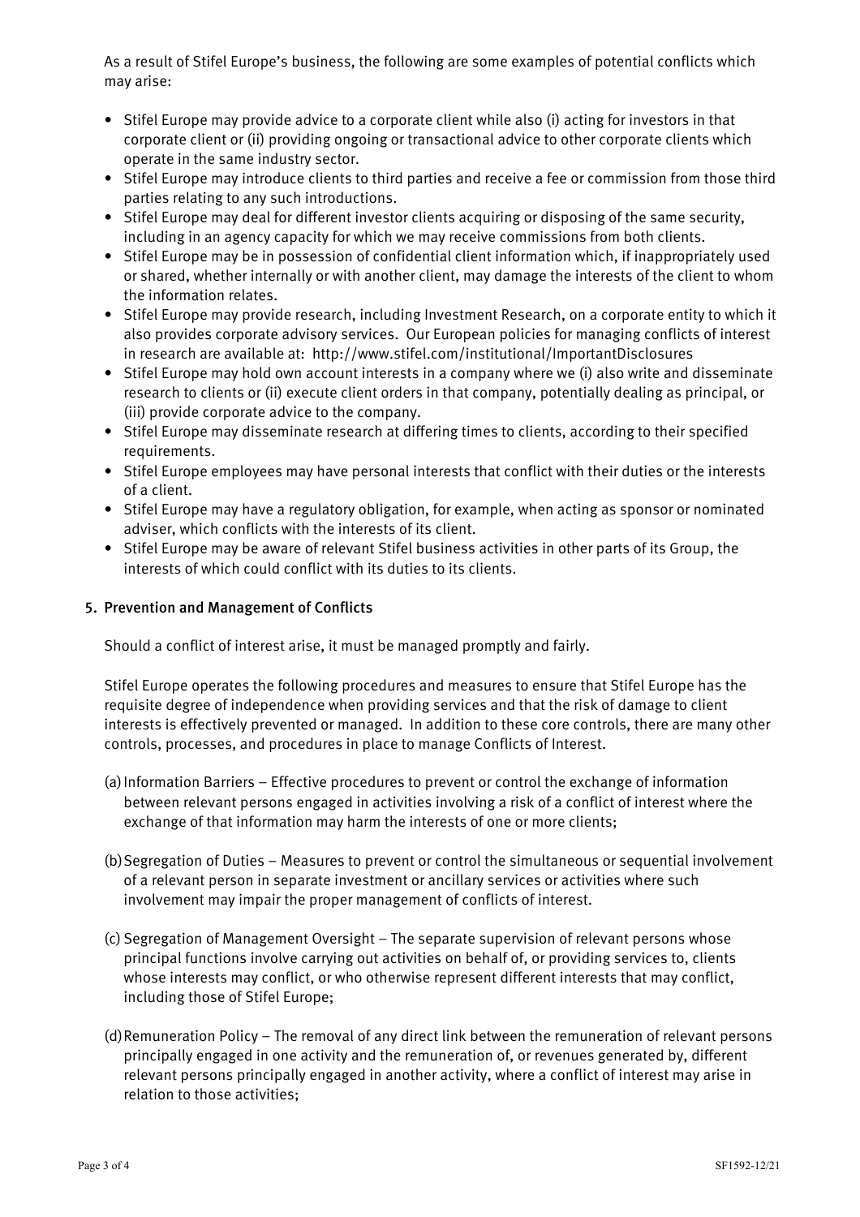As a result of Stifel Europe's business, the following are some examples of potential conflicts which may arise:

- Stifel Europe may provide advice to a corporate client while also (i) acting for investors in that corporate client or (ii) providing ongoing or transactional advice to other corporate clients which operate in the same industry sector.
- Stifel Europe may introduce clients to third parties and receive a fee or commission from those third parties relating to any such introductions.
- Stifel Europe may deal for different investor clients acquiring or disposing of the same security, including in an agency capacity for which we may receive commissions from both clients.
- Stifel Europe may be in possession of confidential client information which, if inappropriately used or shared, whether internally or with another client, may damage the interests of the client to whom the information relates.
- Stifel Europe may provide research, including Investment Research, on a corporate entity to which it also provides corporate advisory services. Our European policies for managing conflicts of interest in research are available at: http://www.stifel.com/institutional/ImportantDisclosures
- Stifel Europe may hold own account interests in a company where we (i) also write and disseminate research to clients or (ii) execute client orders in that company, potentially dealing as principal, or (iii) provide corporate advice to the company.
- Stifel Europe may disseminate research at differing times to clients, according to their specified requirements.
- Stifel Europe employees may have personal interests that conflict with their duties or the interests of a client.
- Stifel Europe may have a regulatory obligation, for example, when acting as sponsor or nominated adviser, which conflicts with the interests of its client.
- Stifel Europe may be aware of relevant Stifel business activities in other parts of its Group, the interests of which could conflict with its duties to its clients.

## 5. Prevention and Management of Conflicts

Should a conflict of interest arise, it must be managed promptly and fairly.

Stifel Europe operates the following procedures and measures to ensure that Stifel Europe has the requisite degree of independence when providing services and that the risk of damage to client interests is effectively prevented or managed. In addition to these core controls, there are many other controls, processes, and procedures in place to manage Conflicts of Interest.

(a) Information Barriers – Effective procedures to prevent or control the exchange of information between relevant persons engaged in activities involving a risk of a conflict of interest where the exchange of that information may harm the interests of one or more clients;

(b) Segregation of Duties – Measures to prevent or control the simultaneous or sequential involvement of a relevant person in separate investment or ancillary services or activities where such involvement may impair the proper management of conflicts of interest.

(c) Segregation of Management Oversight – The separate supervision of relevant persons whose principal functions involve carrying out activities on behalf of, or providing services to, clients whose interests may conflict, or who otherwise represent different interests that may conflict, including those of Stifel Europe;

(d) Remuneration Policy – The removal of any direct link between the remuneration of relevant persons principally engaged in one activity and the remuneration of, or revenues generated by, different relevant persons principally engaged in another activity, where a conflict of interest may arise in relation to those activities;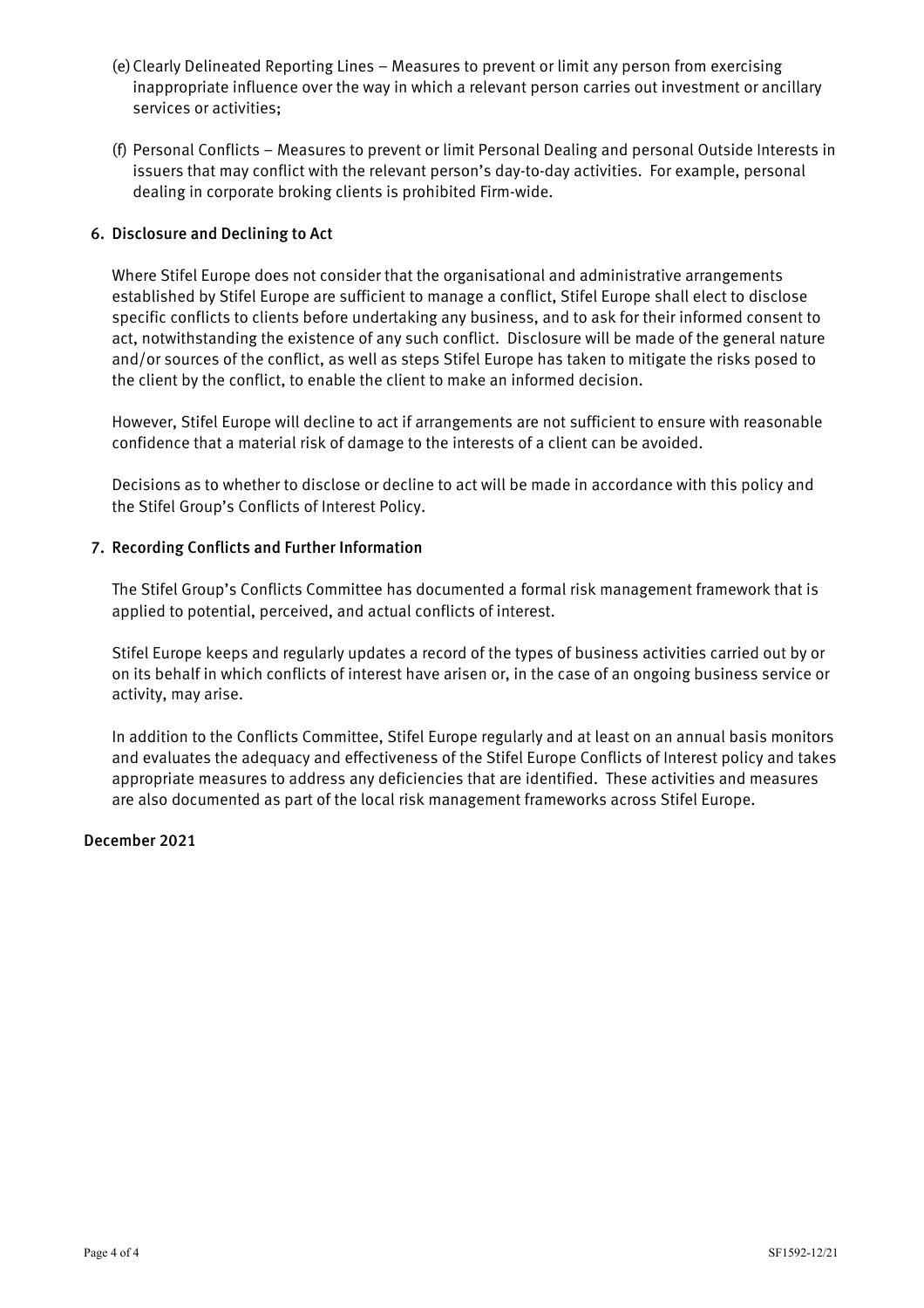(e) Clearly Delineated Reporting Lines – Measures to prevent or limit any person from exercising inappropriate influence over the way in which a relevant person carries out investment or ancillary services or activities;

(f) Personal Conflicts – Measures to prevent or limit Personal Dealing and personal Outside Interests in issuers that may conflict with the relevant person's day-to-day activities. For example, personal dealing in corporate broking clients is prohibited Firm-wide.

## 6. Disclosure and Declining to Act

Where Stifel Europe does not consider that the organisational and administrative arrangements established by Stifel Europe are sufficient to manage a conflict, Stifel Europe shall elect to disclose specific conflicts to clients before undertaking any business, and to ask for their informed consent to act, notwithstanding the existence of any such conflict. Disclosure will be made of the general nature and/or sources of the conflict, as well as steps Stifel Europe has taken to mitigate the risks posed to the client by the conflict, to enable the client to make an informed decision.

However, Stifel Europe will decline to act if arrangements are not sufficient to ensure with reasonable confidence that a material risk of damage to the interests of a client can be avoided.

Decisions as to whether to disclose or decline to act will be made in accordance with this policy and the Stifel Group's Conflicts of Interest Policy.

## 7. Recording Conflicts and Further Information

The Stifel Group's Conflicts Committee has documented a formal risk management framework that is applied to potential, perceived, and actual conflicts of interest.

Stifel Europe keeps and regularly updates a record of the types of business activities carried out by or on its behalf in which conflicts of interest have arisen or, in the case of an ongoing business service or activity, may arise.

In addition to the Conflicts Committee, Stifel Europe regularly and at least on an annual basis monitors and evaluates the adequacy and effectiveness of the Stifel Europe Conflicts of Interest policy and takes appropriate measures to address any deficiencies that are identified. These activities and measures are also documented as part of the local risk management frameworks across Stifel Europe.

**December 2021**

SF1592-12/21